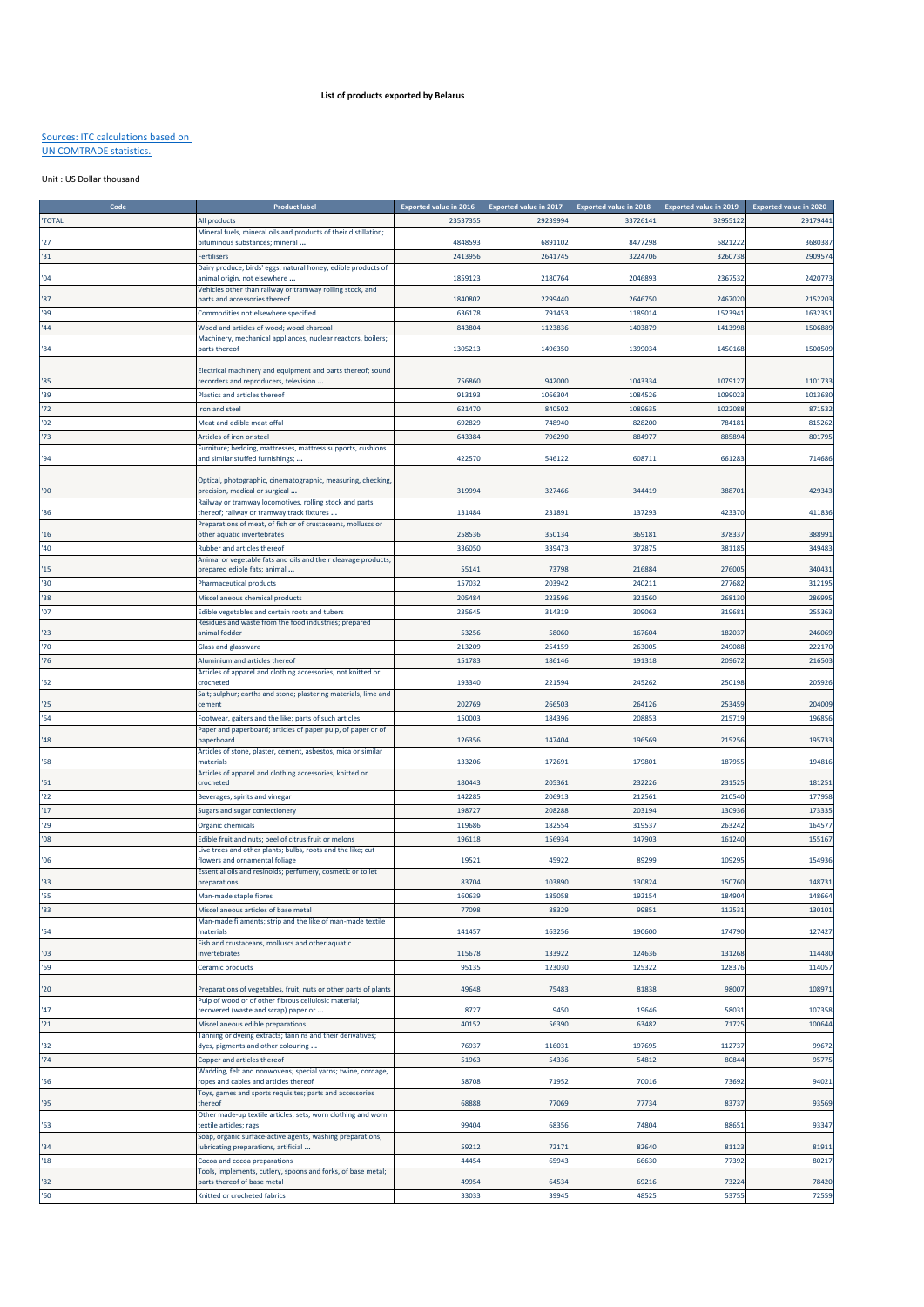# List of products exported by Belarus

Sources: ITC calculations based on UN COMTRADE statistics.

Unit : US Dollar thousand

| Code | Product label | Exported value in 2016 | Exported value in 2017 | Exported value in 2018 | Exported value in 2019 | Exported value in 2020 |
|---|---|---|---|---|---|---|
| 'TOTAL | All products | 23537355 | 29239994 | 33726141 | 32955122 | 29179441 |
| '27 | Mineral fuels, mineral oils and products of their distillation; bituminous substances; mineral ... | 4848593 | 6891102 | 8477298 | 6821222 | 3680387 |
| '31 | Fertilisers | 2413956 | 2641745 | 3224706 | 3260738 | 2909574 |
| '04 | Dairy produce; birds' eggs; natural honey; edible products of animal origin, not elsewhere ... | 1859123 | 2180764 | 2046893 | 2367532 | 2420773 |
| '87 | Vehicles other than railway or tramway rolling stock, and parts and accessories thereof | 1840802 | 2299440 | 2646750 | 2467020 | 2152203 |
| '99 | Commodities not elsewhere specified | 636178 | 791453 | 1189014 | 1523941 | 1632351 |
| '44 | Wood and articles of wood; wood charcoal | 843804 | 1123836 | 1403879 | 1413998 | 1506889 |
| '84 | Machinery, mechanical appliances, nuclear reactors, boilers; parts thereof | 1305213 | 1496350 | 1399034 | 1450168 | 1500509 |
| '85 | Electrical machinery and equipment and parts thereof; sound recorders and reproducers, television ... | 756860 | 942000 | 1043334 | 1079127 | 1101733 |
| '39 | Plastics and articles thereof | 913193 | 1066304 | 1084526 | 1099023 | 1013680 |
| '72 | Iron and steel | 621470 | 840502 | 1089635 | 1022088 | 871532 |
| '02 | Meat and edible meat offal | 692829 | 748940 | 828200 | 784181 | 815262 |
| '73 | Articles of iron or steel | 643384 | 796290 | 884977 | 885894 | 801795 |
| '94 | Furniture; bedding, mattresses, mattress supports, cushions and similar stuffed furnishings; ... | 422570 | 546122 | 608711 | 661283 | 714686 |
| '90 | Optical, photographic, cinematographic, measuring, checking, precision, medical or surgical ... | 319994 | 327466 | 344419 | 388701 | 429343 |
| '86 | Railway or tramway locomotives, rolling stock and parts thereof; railway or tramway track fixtures ... | 131484 | 231891 | 137293 | 423370 | 411836 |
| '16 | Preparations of meat, of fish or of crustaceans, molluscs or other aquatic invertebrates | 258536 | 350134 | 369181 | 378337 | 388991 |
| '40 | Rubber and articles thereof | 336050 | 339473 | 372875 | 381185 | 349483 |
| '15 | Animal or vegetable fats and oils and their cleavage products; prepared edible fats; animal ... | 55141 | 73798 | 216884 | 276005 | 340431 |
| '30 | Pharmaceutical products | 157032 | 203942 | 240211 | 277682 | 312195 |
| '38 | Miscellaneous chemical products | 205484 | 223596 | 321560 | 268130 | 286995 |
| '07 | Edible vegetables and certain roots and tubers | 235645 | 314319 | 309063 | 319681 | 255363 |
| '23 | Residues and waste from the food industries; prepared animal fodder | 53256 | 58060 | 167604 | 182037 | 246069 |
| '70 | Glass and glassware | 213209 | 254159 | 263005 | 249088 | 222170 |
| '76 | Aluminium and articles thereof | 151783 | 186146 | 191318 | 209672 | 216503 |
| '62 | Articles of apparel and clothing accessories, not knitted or crocheted | 193340 | 221594 | 245262 | 250198 | 205926 |
| '25 | Salt; sulphur; earths and stone; plastering materials, lime and cement | 202769 | 266503 | 264126 | 253459 | 204009 |
| '64 | Footwear, gaiters and the like; parts of such articles | 150003 | 184396 | 208853 | 215719 | 196856 |
| '48 | Paper and paperboard; articles of paper pulp, of paper or of paperboard | 126356 | 147404 | 196569 | 215256 | 195733 |
| '68 | Articles of stone, plaster, cement, asbestos, mica or similar materials | 133206 | 172691 | 179801 | 187955 | 194816 |
| '61 | Articles of apparel and clothing accessories, knitted or crocheted | 180443 | 205361 | 232226 | 231525 | 181251 |
| '22 | Beverages, spirits and vinegar | 142285 | 206913 | 212561 | 210540 | 177958 |
| '17 | Sugars and sugar confectionery | 198727 | 208288 | 203194 | 130936 | 173335 |
| '29 | Organic chemicals | 119686 | 182554 | 319537 | 263242 | 164577 |
| '08 | Edible fruit and nuts; peel of citrus fruit or melons | 196118 | 156934 | 147903 | 161240 | 155167 |
| '06 | Live trees and other plants; bulbs, roots and the like; cut flowers and ornamental foliage | 19521 | 45922 | 89299 | 109295 | 154936 |
| '33 | Essential oils and resinoids; perfumery, cosmetic or toilet preparations | 83704 | 103890 | 130824 | 150760 | 148731 |
| '55 | Man-made staple fibres | 160639 | 185058 | 192154 | 184904 | 148664 |
| '83 | Miscellaneous articles of base metal | 77098 | 88329 | 99851 | 112531 | 130101 |
| '54 | Man-made filaments; strip and the like of man-made textile materials | 141457 | 163256 | 190600 | 174790 | 127427 |
| '03 | Fish and crustaceans, molluscs and other aquatic invertebrates | 115678 | 133922 | 124636 | 131268 | 114480 |
| '69 | Ceramic products | 95135 | 123030 | 125322 | 128376 | 114057 |
| '20 | Preparations of vegetables, fruit, nuts or other parts of plants | 49648 | 75483 | 81838 | 98007 | 108971 |
| '47 | Pulp of wood or of other fibrous cellulosic material; recovered (waste and scrap) paper or ... | 8727 | 9450 | 19646 | 58031 | 107358 |
| '21 | Miscellaneous edible preparations | 40152 | 56390 | 63482 | 71725 | 100644 |
| '32 | Tanning or dyeing extracts; tannins and their derivatives; dyes, pigments and other colouring ... | 76937 | 116031 | 197695 | 112737 | 99672 |
| '74 | Copper and articles thereof | 51963 | 54336 | 54812 | 80844 | 95775 |
| '56 | Wadding, felt and nonwovens; special yarns; twine, cordage, ropes and cables and articles thereof | 58708 | 71952 | 70016 | 73692 | 94021 |
| '95 | Toys, games and sports requisites; parts and accessories thereof | 68888 | 77069 | 77734 | 83737 | 93569 |
| '63 | Other made-up textile articles; sets; worn clothing and worn textile articles; rags | 99404 | 68356 | 74804 | 88651 | 93347 |
| '34 | Soap, organic surface-active agents, washing preparations, lubricating preparations, artificial ... | 59212 | 72171 | 82640 | 81123 | 81911 |
| '18 | Cocoa and cocoa preparations | 44454 | 65943 | 66630 | 77392 | 80217 |
| '82 | Tools, implements, cutlery, spoons and forks, of base metal; parts thereof of base metal | 49954 | 64534 | 69216 | 73224 | 78420 |
| '60 | Knitted or crocheted fabrics | 33033 | 39945 | 48525 | 53755 | 72559 |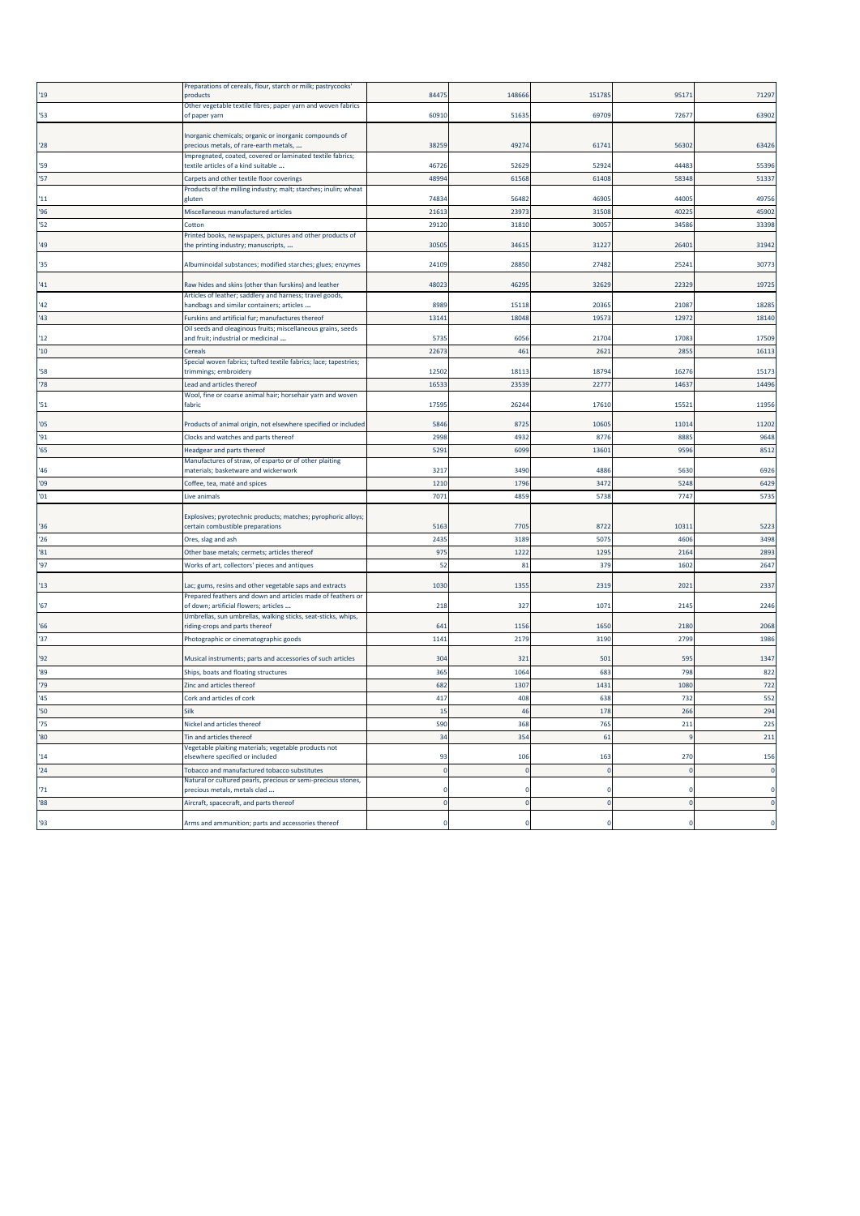| | | | | | | |
|---|---|---|---|---|---|---|
| '19 | Preparations of cereals, flour, starch or milk; pastrycooks' products | 84475 | 148666 | 151785 | 95171 | 71297 |
| '53 | Other vegetable textile fibres; paper yarn and woven fabrics of paper yarn | 60910 | 51635 | 69709 | 72677 | 63902 |
| '28 | Inorganic chemicals; organic or inorganic compounds of precious metals, of rare-earth metals, ... | 38259 | 49274 | 61741 | 56302 | 63426 |
| '59 | Impregnated, coated, covered or laminated textile fabrics; textile articles of a kind suitable ... | 46726 | 52629 | 52924 | 44483 | 55396 |
| '57 | Carpets and other textile floor coverings | 48994 | 61568 | 61408 | 58348 | 51337 |
| '11 | Products of the milling industry; malt; starches; inulin; wheat gluten | 74834 | 56482 | 46905 | 44005 | 49756 |
| '96 | Miscellaneous manufactured articles | 21613 | 23973 | 31508 | 40225 | 45902 |
| '52 | Cotton | 29120 | 31810 | 30057 | 34586 | 33398 |
| '49 | Printed books, newspapers, pictures and other products of the printing industry; manuscripts, ... | 30505 | 34615 | 31227 | 26401 | 31942 |
| '35 | Albuminoidal substances; modified starches; glues; enzymes | 24109 | 28850 | 27482 | 25241 | 30773 |
| '41 | Raw hides and skins (other than furskins) and leather | 48023 | 46295 | 32629 | 22329 | 19725 |
| '42 | Articles of leather; saddlery and harness; travel goods, handbags and similar containers; articles ... | 8989 | 15118 | 20365 | 21087 | 18285 |
| '43 | Furskins and artificial fur; manufactures thereof | 13141 | 18048 | 19573 | 12972 | 18140 |
| '12 | Oil seeds and oleaginous fruits; miscellaneous grains, seeds and fruit; industrial or medicinal ... | 5735 | 6056 | 21704 | 17083 | 17509 |
| '10 | Cereals | 22673 | 461 | 2621 | 2855 | 16113 |
| '58 | Special woven fabrics; tufted textile fabrics; lace; tapestries; trimmings; embroidery | 12502 | 18113 | 18794 | 16276 | 15173 |
| '78 | Lead and articles thereof | 16533 | 23539 | 22777 | 14637 | 14496 |
| '51 | Wool, fine or coarse animal hair; horsehair yarn and woven fabric | 17595 | 26244 | 17610 | 15521 | 11956 |
| '05 | Products of animal origin, not elsewhere specified or included | 5846 | 8725 | 10605 | 11014 | 11202 |
| '91 | Clocks and watches and parts thereof | 2998 | 4932 | 8776 | 8885 | 9648 |
| '65 | Headgear and parts thereof | 5291 | 6099 | 13601 | 9596 | 8512 |
| '46 | Manufactures of straw, of esparto or of other plaiting materials; basketware and wickerwork | 3217 | 3490 | 4886 | 5630 | 6926 |
| '09 | Coffee, tea, maté and spices | 1210 | 1796 | 3472 | 5248 | 6429 |
| '01 | Live animals | 7071 | 4859 | 5738 | 7747 | 5735 |
| '36 | Explosives; pyrotechnic products; matches; pyrophoric alloys; certain combustible preparations | 5163 | 7705 | 8722 | 10311 | 5223 |
| '26 | Ores, slag and ash | 2435 | 3189 | 5075 | 4606 | 3498 |
| '81 | Other base metals; cermets; articles thereof | 975 | 1222 | 1295 | 2164 | 2893 |
| '97 | Works of art, collectors' pieces and antiques | 52 | 81 | 379 | 1602 | 2647 |
| '13 | Lac; gums, resins and other vegetable saps and extracts | 1030 | 1355 | 2319 | 2021 | 2337 |
| '67 | Prepared feathers and down and articles made of feathers or of down; artificial flowers; articles ... | 218 | 327 | 1071 | 2145 | 2246 |
| '66 | Umbrellas, sun umbrellas, walking sticks, seat-sticks, whips, riding-crops and parts thereof | 641 | 1156 | 1650 | 2180 | 2068 |
| '37 | Photographic or cinematographic goods | 1141 | 2179 | 3190 | 2799 | 1986 |
| '92 | Musical instruments; parts and accessories of such articles | 304 | 321 | 501 | 595 | 1347 |
| '89 | Ships, boats and floating structures | 365 | 1064 | 683 | 798 | 822 |
| '79 | Zinc and articles thereof | 682 | 1307 | 1431 | 1080 | 722 |
| '45 | Cork and articles of cork | 417 | 408 | 638 | 732 | 552 |
| '50 | Silk | 15 | 46 | 178 | 266 | 294 |
| '75 | Nickel and articles thereof | 590 | 368 | 765 | 211 | 225 |
| '80 | Tin and articles thereof | 34 | 354 | 61 | 9 | 211 |
| '14 | Vegetable plaiting materials; vegetable products not elsewhere specified or included | 93 | 106 | 163 | 270 | 156 |
| '24 | Tobacco and manufactured tobacco substitutes | 0 | 0 | 0 | 0 | 0 |
| '71 | Natural or cultured pearls, precious or semi-precious stones, precious metals, metals clad ... | 0 | 0 | 0 | 0 | 0 |
| '88 | Aircraft, spacecraft, and parts thereof | 0 | 0 | 0 | 0 | 0 |
| '93 | Arms and ammunition; parts and accessories thereof | 0 | 0 | 0 | 0 | 0 |